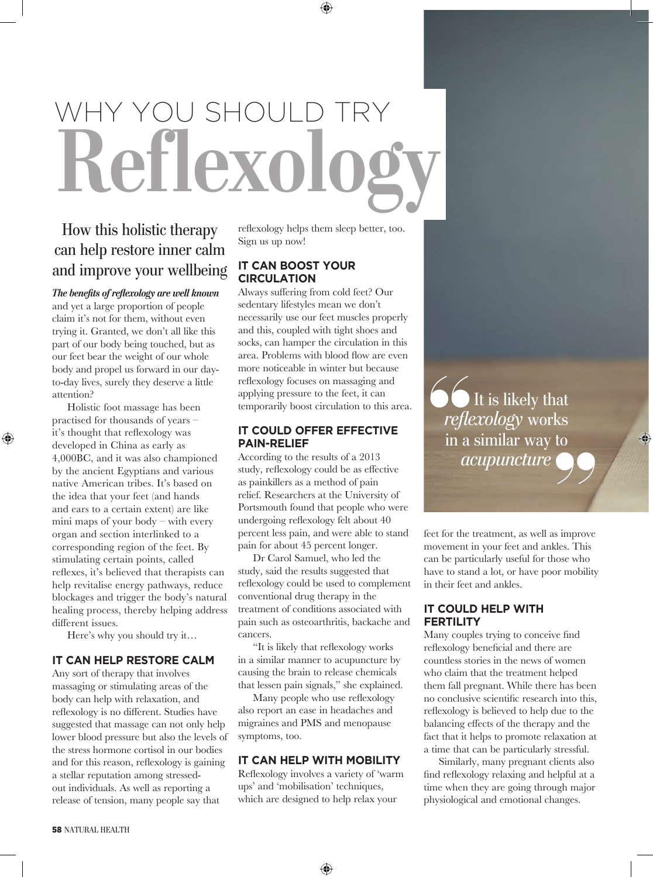# WHY YOU SHOULD TRY Reflexology

## How this holistic therapy can help restore inner calm and improve your wellbeing

***The benefits of reflexology are well known*** and yet a large proportion of people claim it's not for them, without even trying it. Granted, we don't all like this part of our body being touched, but as our feet bear the weight of our whole body and propel us forward in our day-to-day lives, surely they deserve a little attention?

Holistic foot massage has been practised for thousands of years – it's thought that reflexology was developed in China as early as 4,000BC, and it was also championed by the ancient Egyptians and various native American tribes. It's based on the idea that your feet (and hands and ears to a certain extent) are like mini maps of your body – with every organ and section interlinked to a corresponding region of the feet. By stimulating certain points, called reflexes, it's believed that therapists can help revitalise energy pathways, reduce blockages and trigger the body's natural healing process, thereby helping address different issues.

Here's why you should try it…

### IT CAN HELP RESTORE CALM

Any sort of therapy that involves massaging or stimulating areas of the body can help with relaxation, and reflexology is no different. Studies have suggested that massage can not only help lower blood pressure but also the levels of the stress hormone cortisol in our bodies and for this reason, reflexology is gaining a stellar reputation among stressed-out individuals. As well as reporting a release of tension, many people say that reflexology helps them sleep better, too. Sign us up now!

### IT CAN BOOST YOUR CIRCULATION

Always suffering from cold feet? Our sedentary lifestyles mean we don't necessarily use our feet muscles properly and this, coupled with tight shoes and socks, can hamper the circulation in this area. Problems with blood flow are even more noticeable in winter but because reflexology focuses on massaging and applying pressure to the feet, it can temporarily boost circulation to this area.

### IT COULD OFFER EFFECTIVE PAIN-RELIEF

According to the results of a 2013 study, reflexology could be as effective as painkillers as a method of pain relief. Researchers at the University of Portsmouth found that people who were undergoing reflexology felt about 40 percent less pain, and were able to stand pain for about 45 percent longer.

Dr Carol Samuel, who led the study, said the results suggested that reflexology could be used to complement conventional drug therapy in the treatment of conditions associated with pain such as osteoarthritis, backache and cancers.

"It is likely that reflexology works in a similar manner to acupuncture by causing the brain to release chemicals that lessen pain signals," she explained.

Many people who use reflexology also report an ease in headaches and migraines and PMS and menopause symptoms, too.

> "It is likely that *reflexology* works in a similar way to *acupuncture*"

### IT CAN HELP WITH MOBILITY

Reflexology involves a variety of 'warm ups' and 'mobilisation' techniques, which are designed to help relax your feet for the treatment, as well as improve movement in your feet and ankles. This can be particularly useful for those who have to stand a lot, or have poor mobility in their feet and ankles.

### IT COULD HELP WITH FERTILITY

Many couples trying to conceive find reflexology beneficial and there are countless stories in the news of women who claim that the treatment helped them fall pregnant. While there has been no conclusive scientific research into this, reflexology is believed to help due to the balancing effects of the therapy and the fact that it helps to promote relaxation at a time that can be particularly stressful.

Similarly, many pregnant clients also find reflexology relaxing and helpful at a time when they are going through major physiological and emotional changes.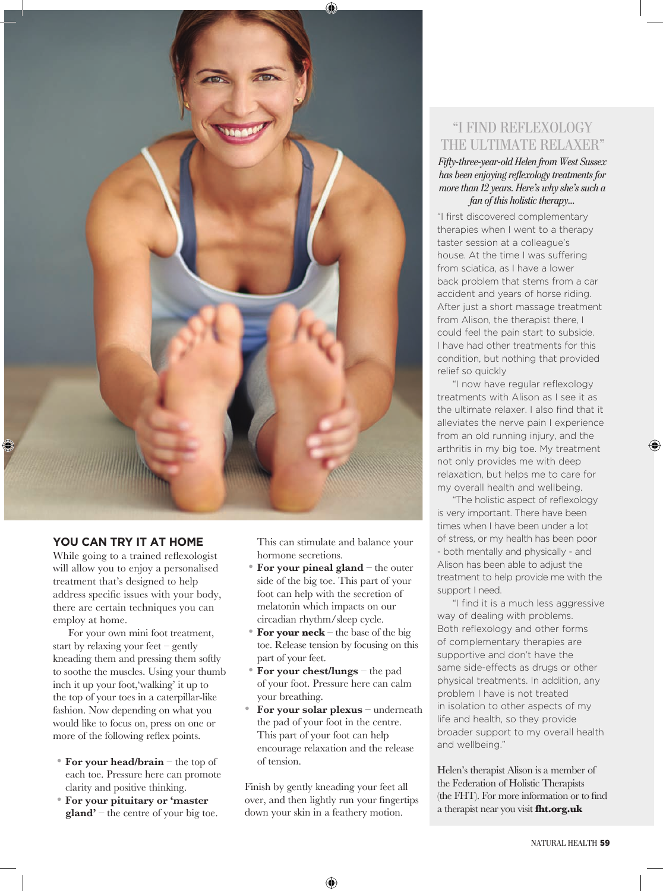## YOU CAN TRY IT AT HOME

While going to a trained reflexologist will allow you to enjoy a personalised treatment that's designed to help address specific issues with your body, there are certain techniques you can employ at home.

For your own mini foot treatment, start by relaxing your feet – gently kneading them and pressing them softly to soothe the muscles. Using your thumb inch it up your foot,'walking' it up to the top of your toes in a caterpillar-like fashion. Now depending on what you would like to focus on, press on one or more of the following reflex points.

- **For your head/brain** – the top of each toe. Pressure here can promote clarity and positive thinking.
- **For your pituitary or 'master gland'** – the centre of your big toe. This can stimulate and balance your hormone secretions.
- **For your pineal gland** – the outer side of the big toe. This part of your foot can help with the secretion of melatonin which impacts on our circadian rhythm/sleep cycle.
- **For your neck** – the base of the big toe. Release tension by focusing on this part of your feet.
- **For your chest/lungs** – the pad of your foot. Pressure here can calm your breathing.
- **For your solar plexus** – underneath the pad of your foot in the centre. This part of your foot can help encourage relaxation and the release of tension.

Finish by gently kneading your feet all over, and then lightly run your fingertips down your skin in a feathery motion.

## "I FIND REFLEXOLOGY THE ULTIMATE RELAXER"

*Fifty-three-year-old Helen from West Sussex has been enjoying reflexology treatments for more than 12 years. Here's why she's such a fan of this holistic therapy...*

"I first discovered complementary therapies when I went to a therapy taster session at a colleague's house. At the time I was suffering from sciatica, as I have a lower back problem that stems from a car accident and years of horse riding. After just a short massage treatment from Alison, the therapist there, I could feel the pain start to subside. I have had other treatments for this condition, but nothing that provided relief so quickly

"I now have regular reflexology treatments with Alison as I see it as the ultimate relaxer. I also find that it alleviates the nerve pain I experience from an old running injury, and the arthritis in my big toe. My treatment not only provides me with deep relaxation, but helps me to care for my overall health and wellbeing.

"The holistic aspect of reflexology is very important. There have been times when I have been under a lot of stress, or my health has been poor - both mentally and physically - and Alison has been able to adjust the treatment to help provide me with the support I need.

"I find it is a much less aggressive way of dealing with problems. Both reflexology and other forms of complementary therapies are supportive and don't have the same side-effects as drugs or other physical treatments. In addition, any problem I have is not treated in isolation to other aspects of my life and health, so they provide broader support to my overall health and wellbeing."

Helen's therapist Alison is a member of the Federation of Holistic Therapists (the FHT). For more information or to find a therapist near you visit **fht.org.uk**